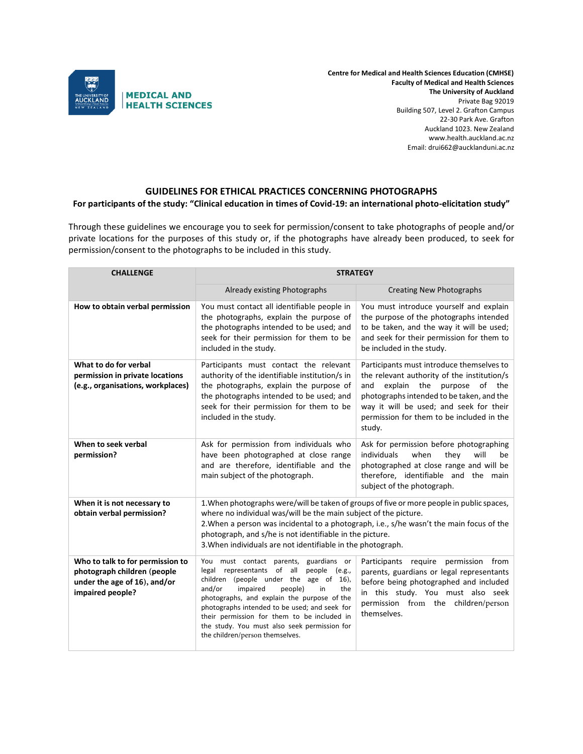MEDICAL AND HEALTH SCIENCES

**Centre for Medical and Health Sciences Education (CMHSE)**
**Faculty of Medical and Health Sciences**
**The University of Auckland**
Private Bag 92019
Building 507, Level 2. Grafton Campus
22-30 Park Ave. Grafton
Auckland 1023. New Zealand
www.health.auckland.ac.nz
Email: drui662@aucklanduni.ac.nz

## GUIDELINES FOR ETHICAL PRACTICES CONCERNING PHOTOGRAPHS

**For participants of the study: "Clinical education in times of Covid-19: an international photo-elicitation study"**

Through these guidelines we encourage you to seek for permission/consent to take photographs of people and/or private locations for the purposes of this study or, if the photographs have already been produced, to seek for permission/consent to the photographs to be included in this study.

| CHALLENGE | STRATEGY | |
|---|---|---|
| | Already existing Photographs | Creating New Photographs |
| **How to obtain verbal permission** | You must contact all identifiable people in the photographs, explain the purpose of the photographs intended to be used; and seek for their permission for them to be included in the study. | You must introduce yourself and explain the purpose of the photographs intended to be taken, and the way it will be used; and seek for their permission for them to be included in the study. |
| **What to do for verbal permission in private locations (e.g., organisations, workplaces)** | Participants must contact the relevant authority of the identifiable institution/s in the photographs, explain the purpose of the photographs intended to be used; and seek for their permission for them to be included in the study. | Participants must introduce themselves to the relevant authority of the institution/s and explain the purpose of the photographs intended to be taken, and the way it will be used; and seek for their permission for them to be included in the study. |
| **When to seek verbal permission?** | Ask for permission from individuals who have been photographed at close range and are therefore, identifiable and the main subject of the photograph. | Ask for permission before photographing individuals when they will be photographed at close range and will be therefore, identifiable and the main subject of the photograph. |
| **When it is not necessary to obtain verbal permission?** | 1.When photographs were/will be taken of groups of five or more people in public spaces, where no individual was/will be the main subject of the picture.<br>2.When a person was incidental to a photograph, i.e., s/he wasn't the main focus of the photograph, and s/he is not identifiable in the picture.<br>3.When individuals are not identifiable in the photograph. | |
| **Who to talk to for permission to photograph children (people under the age of 16), and/or impaired people?** | You must contact parents, guardians or legal representants of all people (e.g., children (people under the age of 16), and/or impaired people) in the photographs, and explain the purpose of the photographs intended to be used; and seek for their permission for them to be included in the study. You must also seek permission for the children/person themselves. | Participants require permission from parents, guardians or legal representants before being photographed and included in this study. You must also seek permission from the children/person themselves. |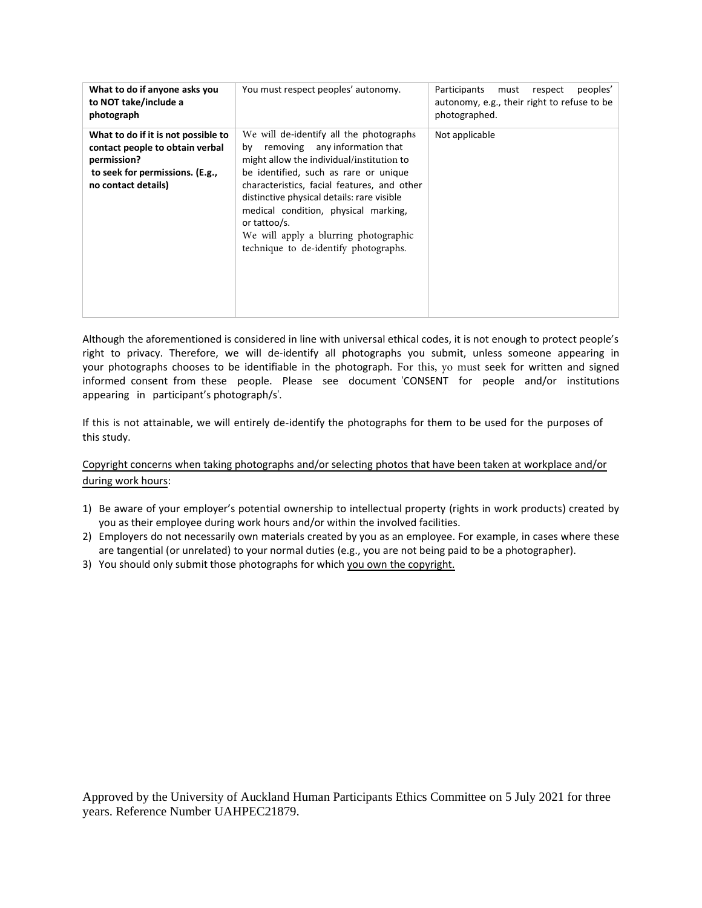| | | |
|---|---|---|
| **What to do if anyone asks you to NOT take/include a photograph** | You must respect peoples' autonomy. | Participants must respect peoples' autonomy, e.g., their right to refuse to be photographed. |
| **What to do if it is not possible to contact people to obtain verbal permission? to seek for permissions. (E.g., no contact details)** | We will de-identify all the photographs by removing any information that might allow the individual/institution to be identified, such as rare or unique characteristics, facial features, and other distinctive physical details: rare visible medical condition, physical marking, or tattoo/s. We will apply a blurring photographic technique to de-identify photographs. | Not applicable |

Although the aforementioned is considered in line with universal ethical codes, it is not enough to protect people's right to privacy. Therefore, we will de-identify all photographs you submit, unless someone appearing in your photographs chooses to be identifiable in the photograph. For this, yo must seek for written and signed informed consent from these people. Please see document 'CONSENT for people and/or institutions appearing in participant's photograph/s'.

If this is not attainable, we will entirely de-identify the photographs for them to be used for the purposes of this study.

<u>Copyright concerns when taking photographs and/or selecting photos that have been taken at workplace and/or during work hours</u>:

1) Be aware of your employer's potential ownership to intellectual property (rights in work products) created by you as their employee during work hours and/or within the involved facilities.
2) Employers do not necessarily own materials created by you as an employee. For example, in cases where these are tangential (or unrelated) to your normal duties (e.g., you are not being paid to be a photographer).
3) You should only submit those photographs for which <u>you own the copyright.</u>

Approved by the University of Auckland Human Participants Ethics Committee on 5 July 2021 for three years. Reference Number UAHPEC21879.